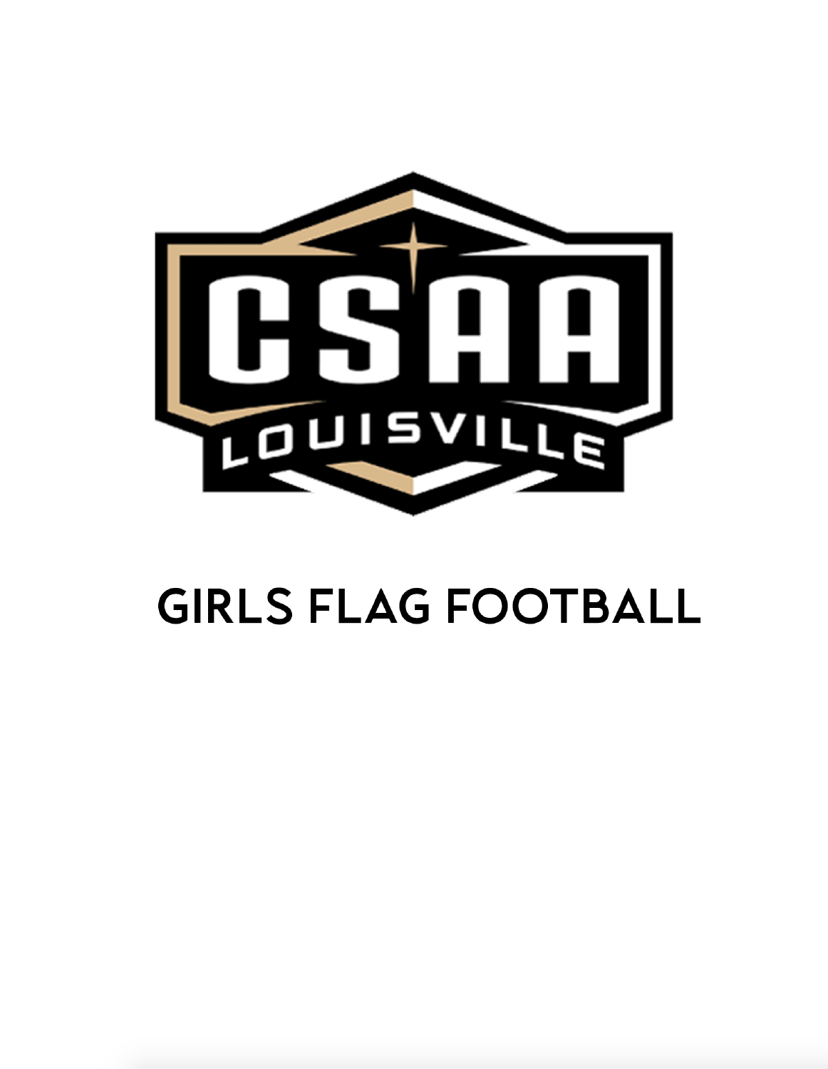CSAA

LOUISVILLE

# GIRLS FLAG FOOTBALL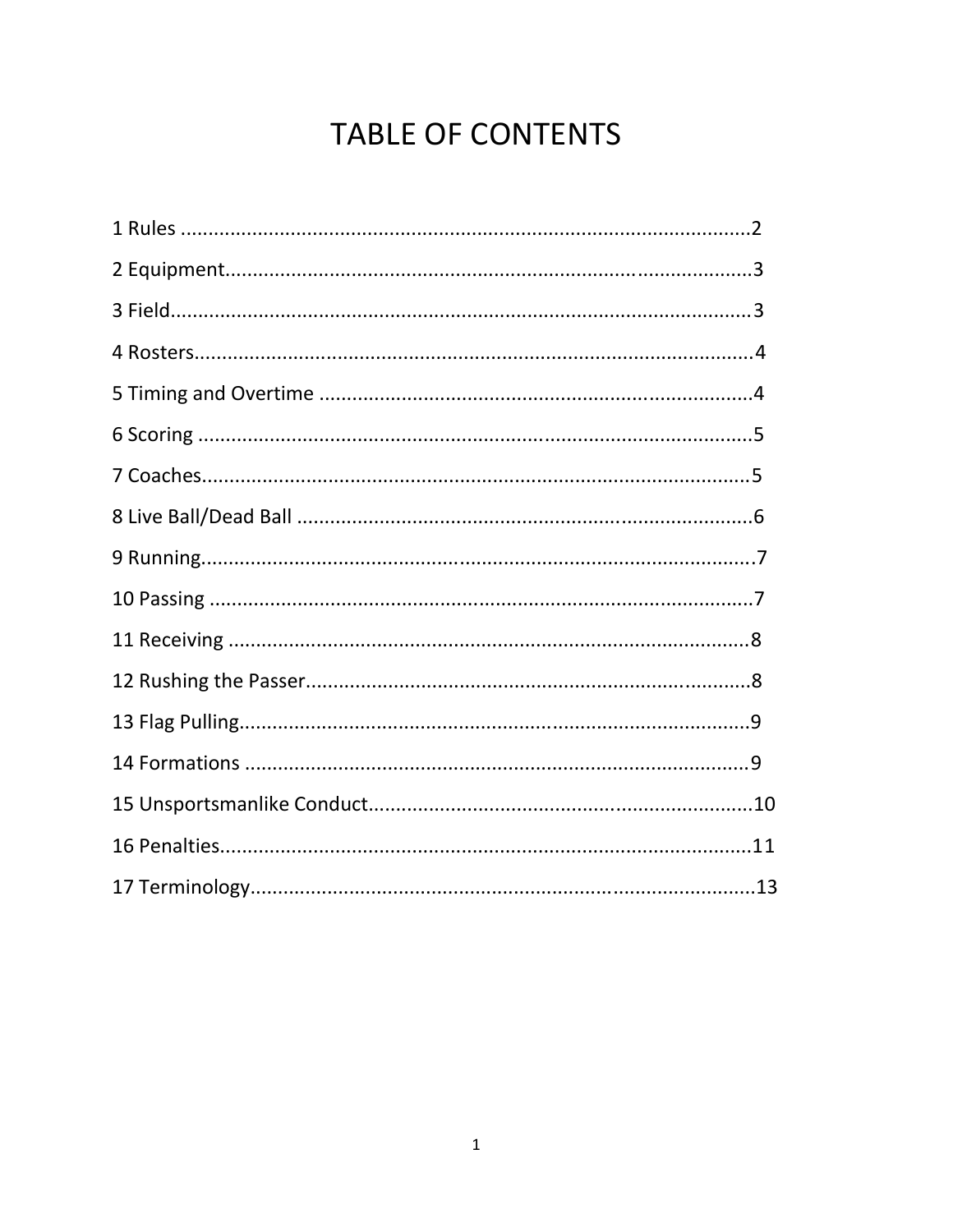# TABLE OF CONTENTS

1 Rules ........................................................................................................2

2 Equipment..................................................................................................3

3 Field...........................................................................................................3

4 Rosters.......................................................................................................4

5 Timing and Overtime ................................................................................4

6 Scoring ......................................................................................................5

7 Coaches.....................................................................................................5

8 Live Ball/Dead Ball ....................................................................................6

9 Running.....................................................................................................7

10 Passing ....................................................................................................7

11 Receiving .................................................................................................8

12 Rushing the Passer..................................................................................8

13 Flag Pulling..............................................................................................9

14 Formations ..............................................................................................9

15 Unsportsmanlike Conduct......................................................................10

16 Penalties.................................................................................................11

17 Terminology............................................................................................13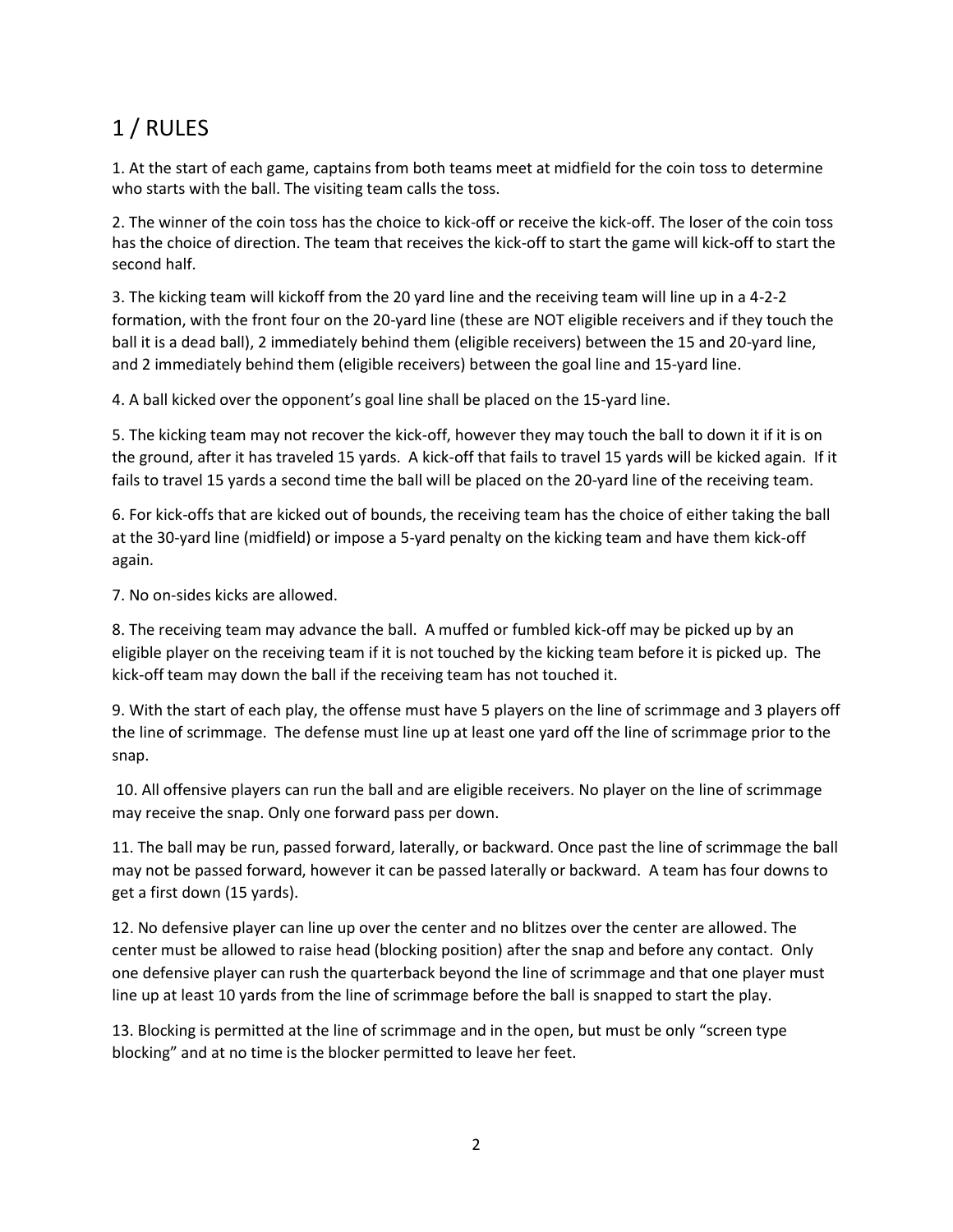# 1 / RULES

1. At the start of each game, captains from both teams meet at midfield for the coin toss to determine who starts with the ball. The visiting team calls the toss.

2. The winner of the coin toss has the choice to kick-off or receive the kick-off. The loser of the coin toss has the choice of direction. The team that receives the kick-off to start the game will kick-off to start the second half.

3. The kicking team will kickoff from the 20 yard line and the receiving team will line up in a 4-2-2 formation, with the front four on the 20-yard line (these are NOT eligible receivers and if they touch the ball it is a dead ball), 2 immediately behind them (eligible receivers) between the 15 and 20-yard line, and 2 immediately behind them (eligible receivers) between the goal line and 15-yard line.

4. A ball kicked over the opponent's goal line shall be placed on the 15-yard line.

5. The kicking team may not recover the kick-off, however they may touch the ball to down it if it is on the ground, after it has traveled 15 yards. A kick-off that fails to travel 15 yards will be kicked again. If it fails to travel 15 yards a second time the ball will be placed on the 20-yard line of the receiving team.

6. For kick-offs that are kicked out of bounds, the receiving team has the choice of either taking the ball at the 30-yard line (midfield) or impose a 5-yard penalty on the kicking team and have them kick-off again.

7. No on-sides kicks are allowed.

8. The receiving team may advance the ball. A muffed or fumbled kick-off may be picked up by an eligible player on the receiving team if it is not touched by the kicking team before it is picked up. The kick-off team may down the ball if the receiving team has not touched it.

9. With the start of each play, the offense must have 5 players on the line of scrimmage and 3 players off the line of scrimmage. The defense must line up at least one yard off the line of scrimmage prior to the snap.

10. All offensive players can run the ball and are eligible receivers. No player on the line of scrimmage may receive the snap. Only one forward pass per down.

11. The ball may be run, passed forward, laterally, or backward. Once past the line of scrimmage the ball may not be passed forward, however it can be passed laterally or backward. A team has four downs to get a first down (15 yards).

12. No defensive player can line up over the center and no blitzes over the center are allowed. The center must be allowed to raise head (blocking position) after the snap and before any contact. Only one defensive player can rush the quarterback beyond the line of scrimmage and that one player must line up at least 10 yards from the line of scrimmage before the ball is snapped to start the play.

13. Blocking is permitted at the line of scrimmage and in the open, but must be only "screen type blocking" and at no time is the blocker permitted to leave her feet.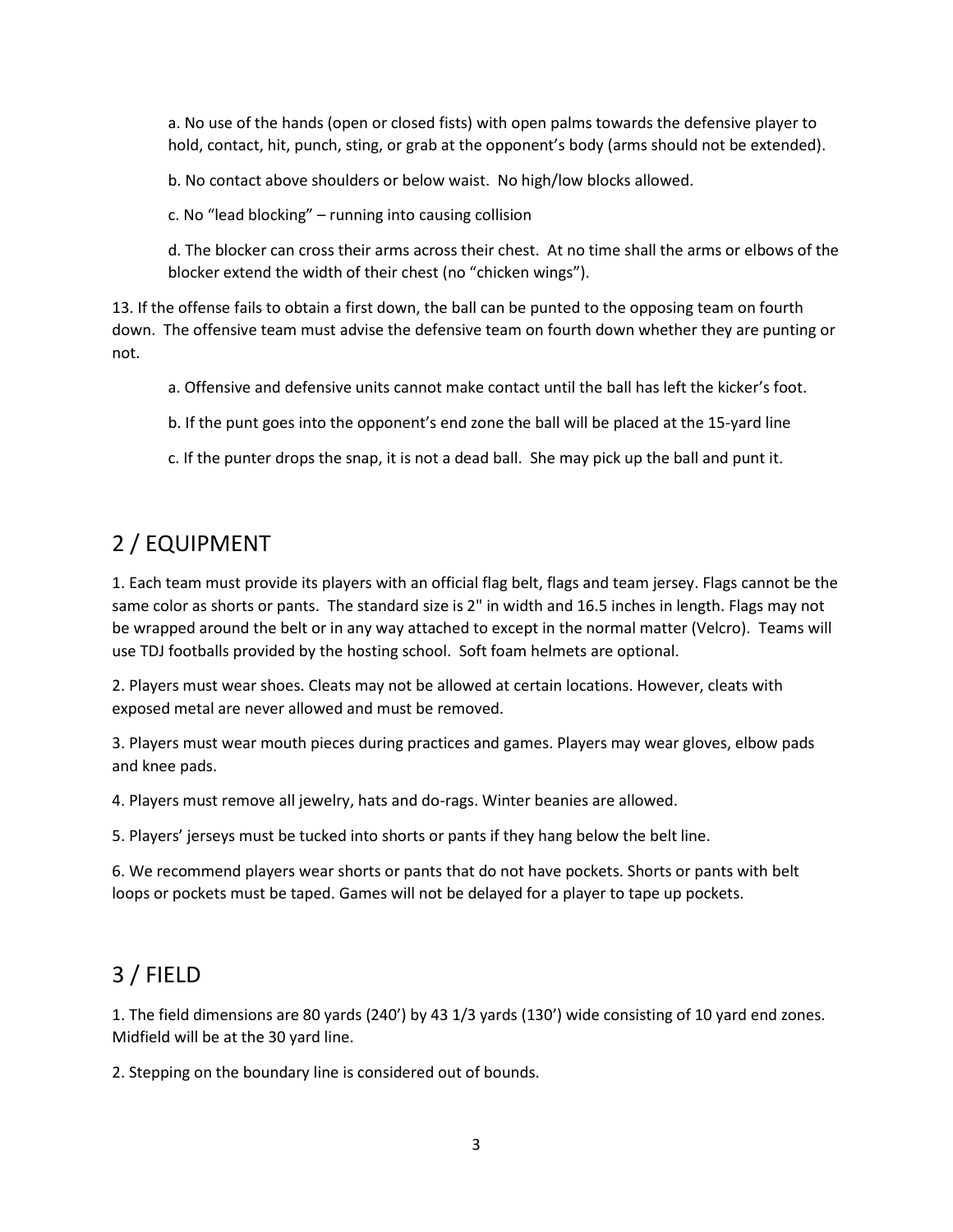a. No use of the hands (open or closed fists) with open palms towards the defensive player to hold, contact, hit, punch, sting, or grab at the opponent's body (arms should not be extended).

b. No contact above shoulders or below waist. No high/low blocks allowed.

c. No "lead blocking" – running into causing collision

d. The blocker can cross their arms across their chest. At no time shall the arms or elbows of the blocker extend the width of their chest (no "chicken wings").

13. If the offense fails to obtain a first down, the ball can be punted to the opposing team on fourth down. The offensive team must advise the defensive team on fourth down whether they are punting or not.

a. Offensive and defensive units cannot make contact until the ball has left the kicker's foot.

b. If the punt goes into the opponent's end zone the ball will be placed at the 15-yard line

c. If the punter drops the snap, it is not a dead ball. She may pick up the ball and punt it.

## 2 / EQUIPMENT

1. Each team must provide its players with an official flag belt, flags and team jersey. Flags cannot be the same color as shorts or pants. The standard size is 2" in width and 16.5 inches in length. Flags may not be wrapped around the belt or in any way attached to except in the normal matter (Velcro). Teams will use TDJ footballs provided by the hosting school. Soft foam helmets are optional.

2. Players must wear shoes. Cleats may not be allowed at certain locations. However, cleats with exposed metal are never allowed and must be removed.

3. Players must wear mouth pieces during practices and games. Players may wear gloves, elbow pads and knee pads.

4. Players must remove all jewelry, hats and do-rags. Winter beanies are allowed.

5. Players' jerseys must be tucked into shorts or pants if they hang below the belt line.

6. We recommend players wear shorts or pants that do not have pockets. Shorts or pants with belt loops or pockets must be taped. Games will not be delayed for a player to tape up pockets.

## 3 / FIELD

1. The field dimensions are 80 yards (240') by 43 1/3 yards (130') wide consisting of 10 yard end zones. Midfield will be at the 30 yard line.

2. Stepping on the boundary line is considered out of bounds.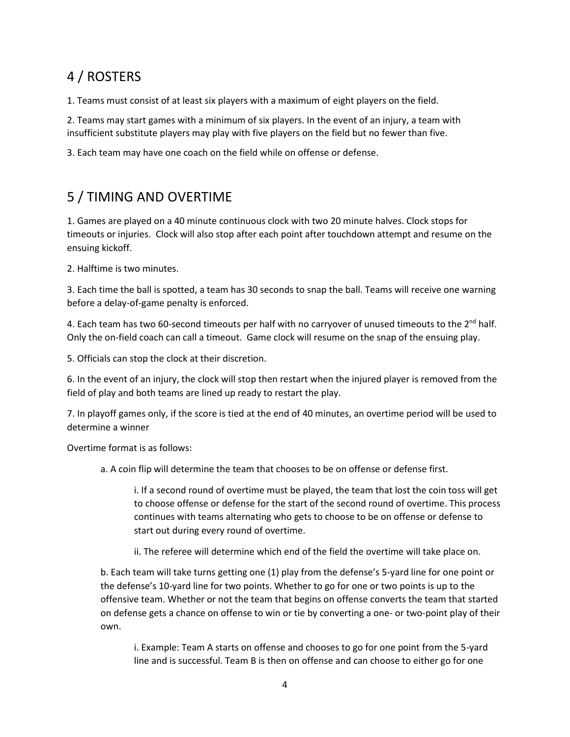## 4 / ROSTERS

1. Teams must consist of at least six players with a maximum of eight players on the field.

2. Teams may start games with a minimum of six players. In the event of an injury, a team with insufficient substitute players may play with five players on the field but no fewer than five.

3. Each team may have one coach on the field while on offense or defense.

## 5 / TIMING AND OVERTIME

1. Games are played on a 40 minute continuous clock with two 20 minute halves. Clock stops for timeouts or injuries. Clock will also stop after each point after touchdown attempt and resume on the ensuing kickoff.

2. Halftime is two minutes.

3. Each time the ball is spotted, a team has 30 seconds to snap the ball. Teams will receive one warning before a delay-of-game penalty is enforced.

4. Each team has two 60-second timeouts per half with no carryover of unused timeouts to the 2nd half. Only the on-field coach can call a timeout. Game clock will resume on the snap of the ensuing play.

5. Officials can stop the clock at their discretion.

6. In the event of an injury, the clock will stop then restart when the injured player is removed from the field of play and both teams are lined up ready to restart the play.

7. In playoff games only, if the score is tied at the end of 40 minutes, an overtime period will be used to determine a winner

Overtime format is as follows:

a. A coin flip will determine the team that chooses to be on offense or defense first.

i. If a second round of overtime must be played, the team that lost the coin toss will get to choose offense or defense for the start of the second round of overtime. This process continues with teams alternating who gets to choose to be on offense or defense to start out during every round of overtime.

ii. The referee will determine which end of the field the overtime will take place on.

b. Each team will take turns getting one (1) play from the defense's 5-yard line for one point or the defense's 10-yard line for two points. Whether to go for one or two points is up to the offensive team. Whether or not the team that begins on offense converts the team that started on defense gets a chance on offense to win or tie by converting a one- or two-point play of their own.

i. Example: Team A starts on offense and chooses to go for one point from the 5-yard line and is successful. Team B is then on offense and can choose to either go for one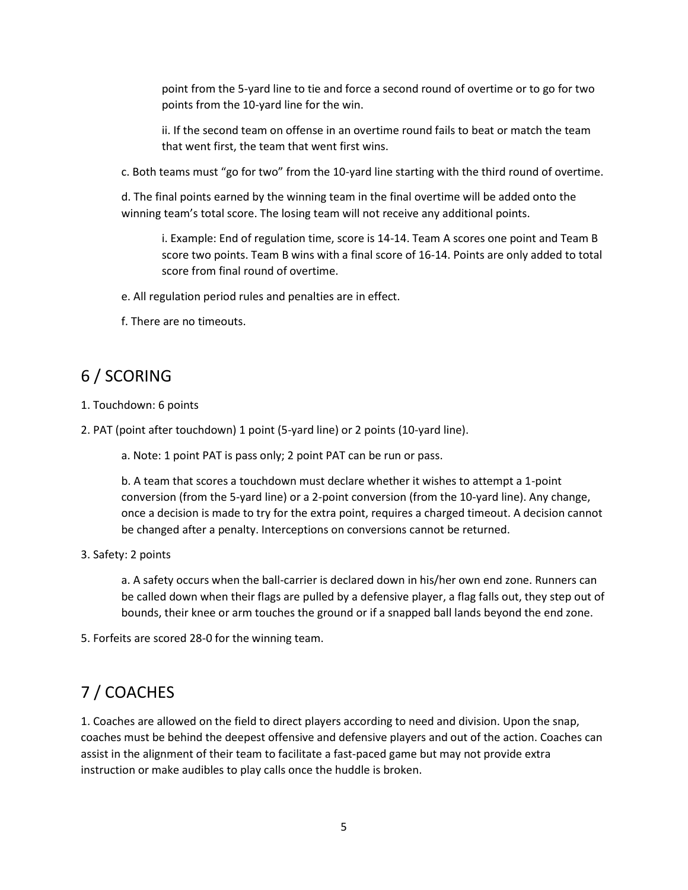point from the 5-yard line to tie and force a second round of overtime or to go for two points from the 10-yard line for the win.

ii. If the second team on offense in an overtime round fails to beat or match the team that went first, the team that went first wins.

c. Both teams must "go for two" from the 10-yard line starting with the third round of overtime.

d. The final points earned by the winning team in the final overtime will be added onto the winning team's total score. The losing team will not receive any additional points.

i. Example: End of regulation time, score is 14-14. Team A scores one point and Team B score two points. Team B wins with a final score of 16-14. Points are only added to total score from final round of overtime.

e. All regulation period rules and penalties are in effect.

f. There are no timeouts.

## 6 / SCORING

1. Touchdown: 6 points

2. PAT (point after touchdown) 1 point (5-yard line) or 2 points (10-yard line).

a. Note: 1 point PAT is pass only; 2 point PAT can be run or pass.

b. A team that scores a touchdown must declare whether it wishes to attempt a 1-point conversion (from the 5-yard line) or a 2-point conversion (from the 10-yard line). Any change, once a decision is made to try for the extra point, requires a charged timeout. A decision cannot be changed after a penalty. Interceptions on conversions cannot be returned.

3. Safety: 2 points

a. A safety occurs when the ball-carrier is declared down in his/her own end zone. Runners can be called down when their flags are pulled by a defensive player, a flag falls out, they step out of bounds, their knee or arm touches the ground or if a snapped ball lands beyond the end zone.

5. Forfeits are scored 28-0 for the winning team.

## 7 / COACHES

1. Coaches are allowed on the field to direct players according to need and division. Upon the snap, coaches must be behind the deepest offensive and defensive players and out of the action. Coaches can assist in the alignment of their team to facilitate a fast-paced game but may not provide extra instruction or make audibles to play calls once the huddle is broken.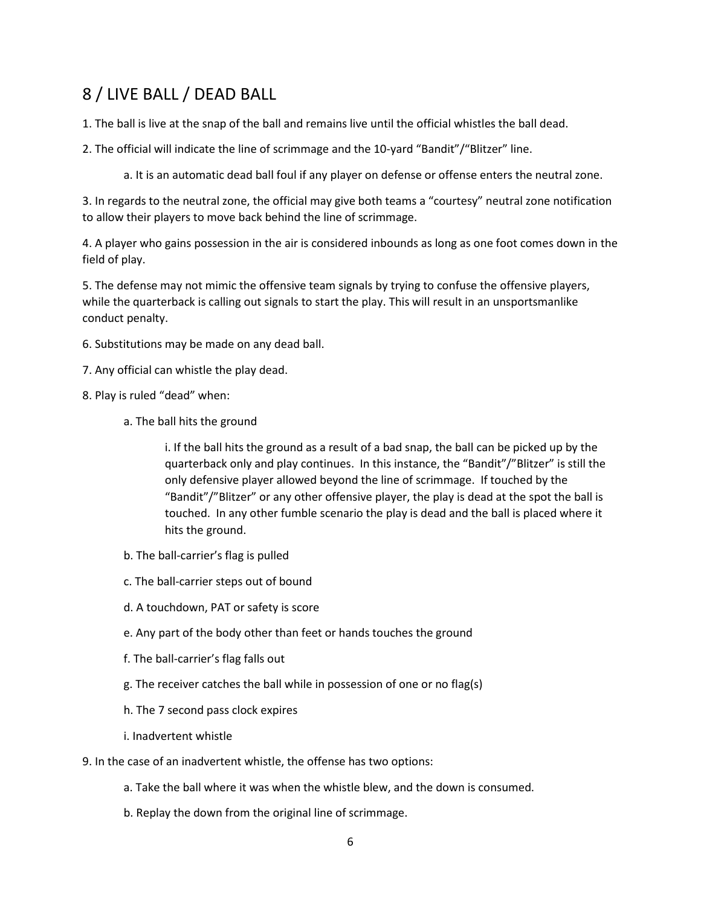## 8 / LIVE BALL / DEAD BALL

1. The ball is live at the snap of the ball and remains live until the official whistles the ball dead.

2. The official will indicate the line of scrimmage and the 10-yard "Bandit"/"Blitzer" line.

    a. It is an automatic dead ball foul if any player on defense or offense enters the neutral zone.

3. In regards to the neutral zone, the official may give both teams a "courtesy" neutral zone notification to allow their players to move back behind the line of scrimmage.

4. A player who gains possession in the air is considered inbounds as long as one foot comes down in the field of play.

5. The defense may not mimic the offensive team signals by trying to confuse the offensive players, while the quarterback is calling out signals to start the play. This will result in an unsportsmanlike conduct penalty.

6. Substitutions may be made on any dead ball.

7. Any official can whistle the play dead.

8. Play is ruled "dead" when:

    a. The ball hits the ground

        i. If the ball hits the ground as a result of a bad snap, the ball can be picked up by the quarterback only and play continues. In this instance, the "Bandit"/"Blitzer" is still the only defensive player allowed beyond the line of scrimmage. If touched by the "Bandit"/"Blitzer" or any other offensive player, the play is dead at the spot the ball is touched. In any other fumble scenario the play is dead and the ball is placed where it hits the ground.

    b. The ball-carrier's flag is pulled

    c. The ball-carrier steps out of bound

    d. A touchdown, PAT or safety is score

    e. Any part of the body other than feet or hands touches the ground

    f. The ball-carrier's flag falls out

    g. The receiver catches the ball while in possession of one or no flag(s)

    h. The 7 second pass clock expires

    i. Inadvertent whistle

9. In the case of an inadvertent whistle, the offense has two options:

    a. Take the ball where it was when the whistle blew, and the down is consumed.

    b. Replay the down from the original line of scrimmage.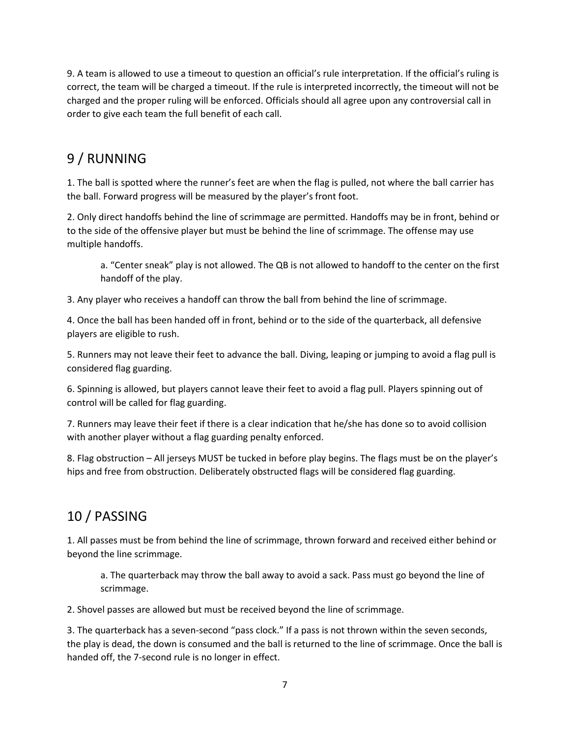9. A team is allowed to use a timeout to question an official's rule interpretation. If the official's ruling is correct, the team will be charged a timeout. If the rule is interpreted incorrectly, the timeout will not be charged and the proper ruling will be enforced. Officials should all agree upon any controversial call in order to give each team the full benefit of each call.

## 9 / RUNNING

1. The ball is spotted where the runner's feet are when the flag is pulled, not where the ball carrier has the ball. Forward progress will be measured by the player's front foot.

2. Only direct handoffs behind the line of scrimmage are permitted. Handoffs may be in front, behind or to the side of the offensive player but must be behind the line of scrimmage. The offense may use multiple handoffs.

   a. "Center sneak" play is not allowed. The QB is not allowed to handoff to the center on the first handoff of the play.

3. Any player who receives a handoff can throw the ball from behind the line of scrimmage.

4. Once the ball has been handed off in front, behind or to the side of the quarterback, all defensive players are eligible to rush.

5. Runners may not leave their feet to advance the ball. Diving, leaping or jumping to avoid a flag pull is considered flag guarding.

6. Spinning is allowed, but players cannot leave their feet to avoid a flag pull. Players spinning out of control will be called for flag guarding.

7. Runners may leave their feet if there is a clear indication that he/she has done so to avoid collision with another player without a flag guarding penalty enforced.

8. Flag obstruction – All jerseys MUST be tucked in before play begins. The flags must be on the player's hips and free from obstruction. Deliberately obstructed flags will be considered flag guarding.

## 10 / PASSING

1. All passes must be from behind the line of scrimmage, thrown forward and received either behind or beyond the line scrimmage.

   a. The quarterback may throw the ball away to avoid a sack. Pass must go beyond the line of scrimmage.

2. Shovel passes are allowed but must be received beyond the line of scrimmage.

3. The quarterback has a seven-second "pass clock." If a pass is not thrown within the seven seconds, the play is dead, the down is consumed and the ball is returned to the line of scrimmage. Once the ball is handed off, the 7-second rule is no longer in effect.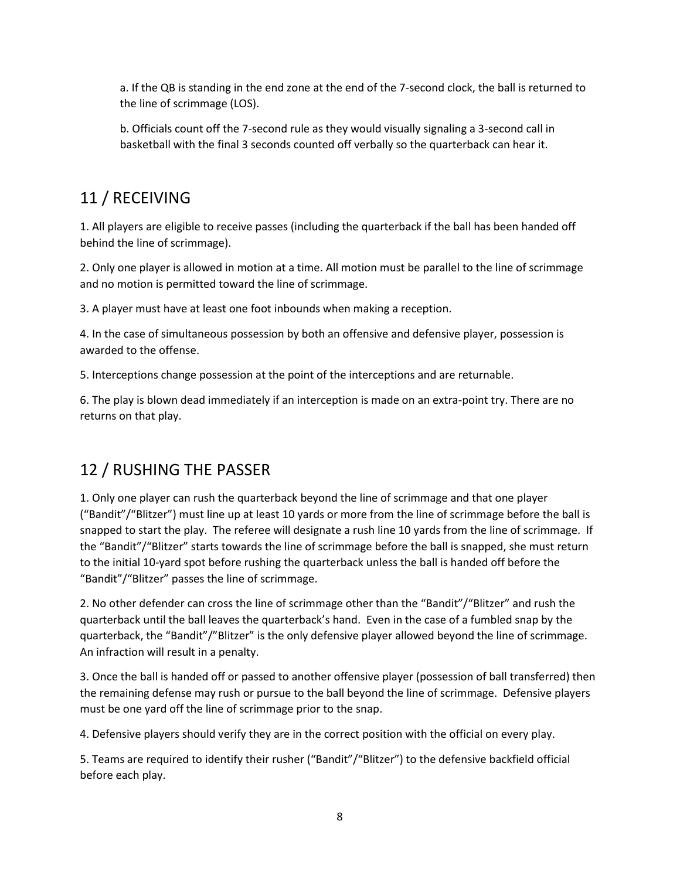a. If the QB is standing in the end zone at the end of the 7-second clock, the ball is returned to the line of scrimmage (LOS).

b. Officials count off the 7-second rule as they would visually signaling a 3-second call in basketball with the final 3 seconds counted off verbally so the quarterback can hear it.

## 11 / RECEIVING

1. All players are eligible to receive passes (including the quarterback if the ball has been handed off behind the line of scrimmage).

2. Only one player is allowed in motion at a time. All motion must be parallel to the line of scrimmage and no motion is permitted toward the line of scrimmage.

3. A player must have at least one foot inbounds when making a reception.

4. In the case of simultaneous possession by both an offensive and defensive player, possession is awarded to the offense.

5. Interceptions change possession at the point of the interceptions and are returnable.

6. The play is blown dead immediately if an interception is made on an extra-point try. There are no returns on that play.

## 12 / RUSHING THE PASSER

1. Only one player can rush the quarterback beyond the line of scrimmage and that one player ("Bandit"/"Blitzer") must line up at least 10 yards or more from the line of scrimmage before the ball is snapped to start the play. The referee will designate a rush line 10 yards from the line of scrimmage. If the "Bandit"/"Blitzer" starts towards the line of scrimmage before the ball is snapped, she must return to the initial 10-yard spot before rushing the quarterback unless the ball is handed off before the "Bandit"/"Blitzer" passes the line of scrimmage.

2. No other defender can cross the line of scrimmage other than the "Bandit"/"Blitzer" and rush the quarterback until the ball leaves the quarterback's hand. Even in the case of a fumbled snap by the quarterback, the "Bandit"/"Blitzer" is the only defensive player allowed beyond the line of scrimmage. An infraction will result in a penalty.

3. Once the ball is handed off or passed to another offensive player (possession of ball transferred) then the remaining defense may rush or pursue to the ball beyond the line of scrimmage. Defensive players must be one yard off the line of scrimmage prior to the snap.

4. Defensive players should verify they are in the correct position with the official on every play.

5. Teams are required to identify their rusher ("Bandit"/"Blitzer") to the defensive backfield official before each play.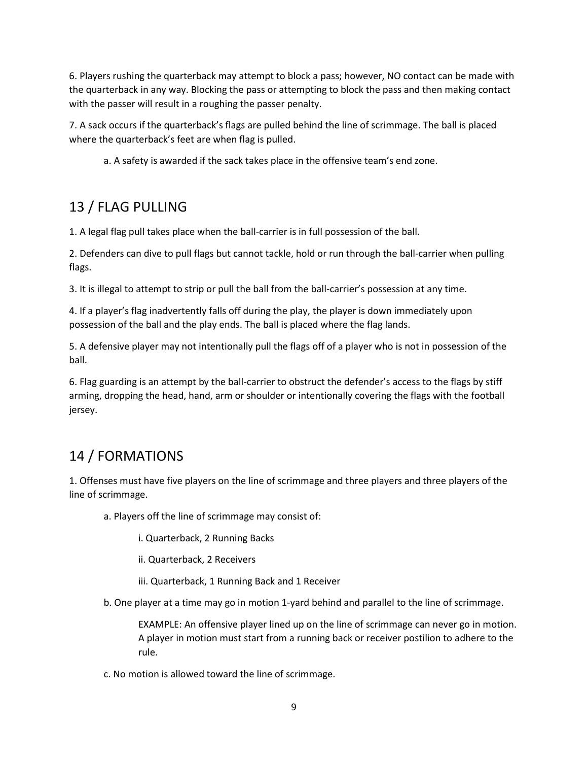6. Players rushing the quarterback may attempt to block a pass; however, NO contact can be made with the quarterback in any way. Blocking the pass or attempting to block the pass and then making contact with the passer will result in a roughing the passer penalty.

7. A sack occurs if the quarterback's flags are pulled behind the line of scrimmage. The ball is placed where the quarterback's feet are when flag is pulled.

 a. A safety is awarded if the sack takes place in the offensive team's end zone.

## 13 / FLAG PULLING

1. A legal flag pull takes place when the ball-carrier is in full possession of the ball.

2. Defenders can dive to pull flags but cannot tackle, hold or run through the ball-carrier when pulling flags.

3. It is illegal to attempt to strip or pull the ball from the ball-carrier's possession at any time.

4. If a player's flag inadvertently falls off during the play, the player is down immediately upon possession of the ball and the play ends. The ball is placed where the flag lands.

5. A defensive player may not intentionally pull the flags off of a player who is not in possession of the ball.

6. Flag guarding is an attempt by the ball-carrier to obstruct the defender's access to the flags by stiff arming, dropping the head, hand, arm or shoulder or intentionally covering the flags with the football jersey.

## 14 / FORMATIONS

1. Offenses must have five players on the line of scrimmage and three players and three players of the line of scrimmage.

 a. Players off the line of scrimmage may consist of:

  i. Quarterback, 2 Running Backs

  ii. Quarterback, 2 Receivers

  iii. Quarterback, 1 Running Back and 1 Receiver

 b. One player at a time may go in motion 1-yard behind and parallel to the line of scrimmage.

  EXAMPLE: An offensive player lined up on the line of scrimmage can never go in motion. A player in motion must start from a running back or receiver postilion to adhere to the rule.

 c. No motion is allowed toward the line of scrimmage.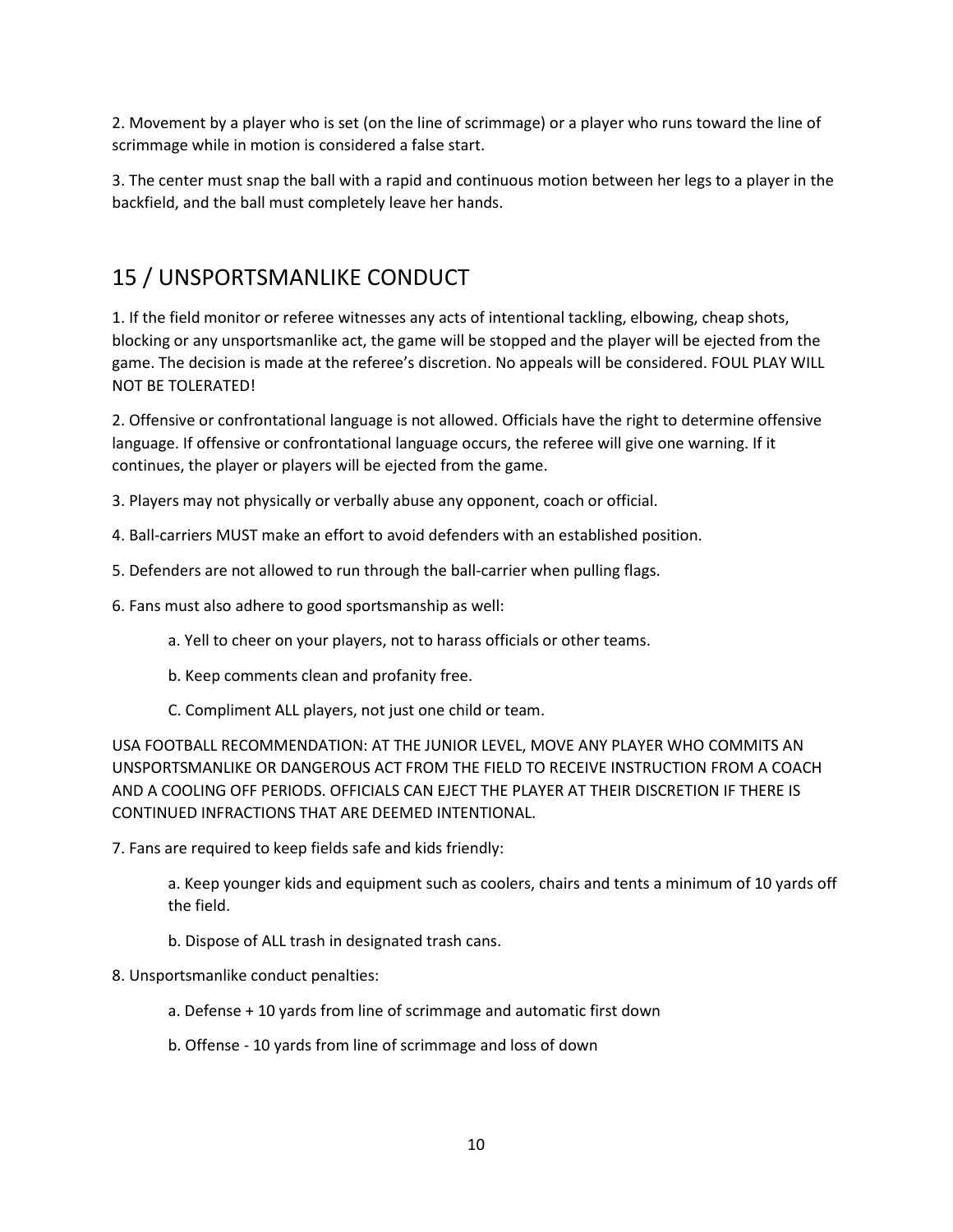2. Movement by a player who is set (on the line of scrimmage) or a player who runs toward the line of scrimmage while in motion is considered a false start.

3. The center must snap the ball with a rapid and continuous motion between her legs to a player in the backfield, and the ball must completely leave her hands.

## 15 / UNSPORTSMANLIKE CONDUCT

1. If the field monitor or referee witnesses any acts of intentional tackling, elbowing, cheap shots, blocking or any unsportsmanlike act, the game will be stopped and the player will be ejected from the game. The decision is made at the referee's discretion. No appeals will be considered. FOUL PLAY WILL NOT BE TOLERATED!

2. Offensive or confrontational language is not allowed. Officials have the right to determine offensive language. If offensive or confrontational language occurs, the referee will give one warning. If it continues, the player or players will be ejected from the game.

3. Players may not physically or verbally abuse any opponent, coach or official.

4. Ball-carriers MUST make an effort to avoid defenders with an established position.

5. Defenders are not allowed to run through the ball-carrier when pulling flags.

6. Fans must also adhere to good sportsmanship as well:

   a. Yell to cheer on your players, not to harass officials or other teams.

   b. Keep comments clean and profanity free.

   C. Compliment ALL players, not just one child or team.

USA FOOTBALL RECOMMENDATION: AT THE JUNIOR LEVEL, MOVE ANY PLAYER WHO COMMITS AN UNSPORTSMANLIKE OR DANGEROUS ACT FROM THE FIELD TO RECEIVE INSTRUCTION FROM A COACH AND A COOLING OFF PERIODS. OFFICIALS CAN EJECT THE PLAYER AT THEIR DISCRETION IF THERE IS CONTINUED INFRACTIONS THAT ARE DEEMED INTENTIONAL.

7. Fans are required to keep fields safe and kids friendly:

   a. Keep younger kids and equipment such as coolers, chairs and tents a minimum of 10 yards off the field.

   b. Dispose of ALL trash in designated trash cans.

8. Unsportsmanlike conduct penalties:

   a. Defense + 10 yards from line of scrimmage and automatic first down

   b. Offense - 10 yards from line of scrimmage and loss of down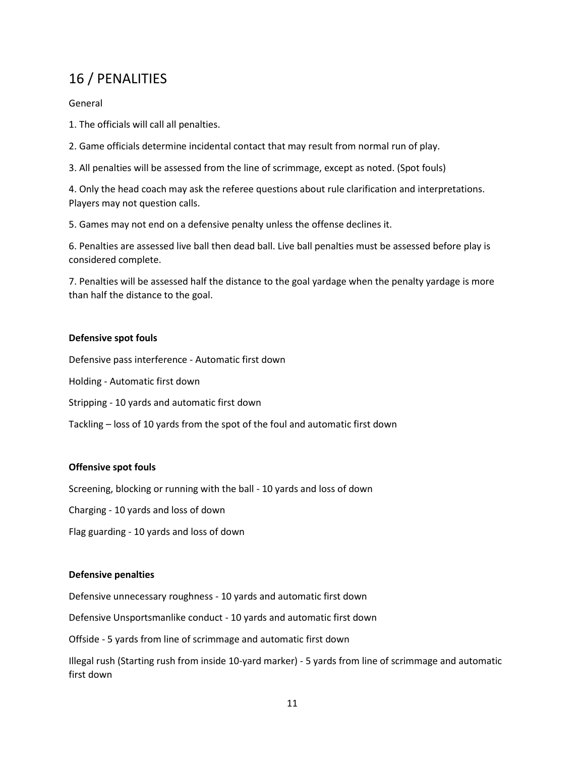## 16 / PENALITIES

General

1. The officials will call all penalties.
2. Game officials determine incidental contact that may result from normal run of play.
3. All penalties will be assessed from the line of scrimmage, except as noted. (Spot fouls)
4. Only the head coach may ask the referee questions about rule clarification and interpretations. Players may not question calls.
5. Games may not end on a defensive penalty unless the offense declines it.
6. Penalties are assessed live ball then dead ball. Live ball penalties must be assessed before play is considered complete.
7. Penalties will be assessed half the distance to the goal yardage when the penalty yardage is more than half the distance to the goal.

**Defensive spot fouls**

Defensive pass interference - Automatic first down

Holding - Automatic first down

Stripping - 10 yards and automatic first down

Tackling – loss of 10 yards from the spot of the foul and automatic first down

**Offensive spot fouls**

Screening, blocking or running with the ball - 10 yards and loss of down

Charging - 10 yards and loss of down

Flag guarding - 10 yards and loss of down

**Defensive penalties**

Defensive unnecessary roughness - 10 yards and automatic first down

Defensive Unsportsmanlike conduct - 10 yards and automatic first down

Offside - 5 yards from line of scrimmage and automatic first down

Illegal rush (Starting rush from inside 10-yard marker) - 5 yards from line of scrimmage and automatic first down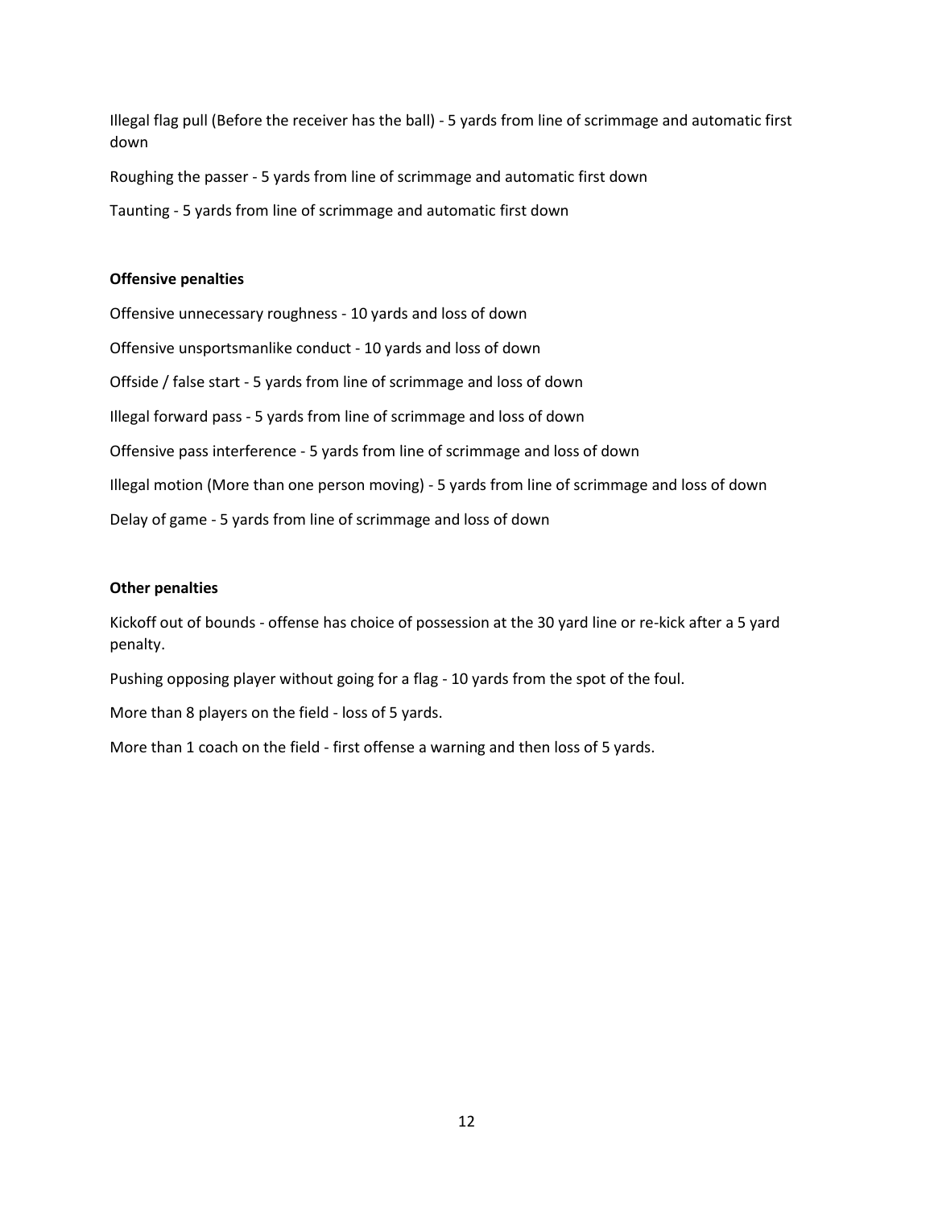Illegal flag pull (Before the receiver has the ball) - 5 yards from line of scrimmage and automatic first down

Roughing the passer - 5 yards from line of scrimmage and automatic first down

Taunting - 5 yards from line of scrimmage and automatic first down

**Offensive penalties**

Offensive unnecessary roughness - 10 yards and loss of down

Offensive unsportsmanlike conduct - 10 yards and loss of down

Offside / false start - 5 yards from line of scrimmage and loss of down

Illegal forward pass - 5 yards from line of scrimmage and loss of down

Offensive pass interference - 5 yards from line of scrimmage and loss of down

Illegal motion (More than one person moving) - 5 yards from line of scrimmage and loss of down

Delay of game - 5 yards from line of scrimmage and loss of down

**Other penalties**

Kickoff out of bounds - offense has choice of possession at the 30 yard line or re-kick after a 5 yard penalty.

Pushing opposing player without going for a flag - 10 yards from the spot of the foul.

More than 8 players on the field - loss of 5 yards.

More than 1 coach on the field - first offense a warning and then loss of 5 yards.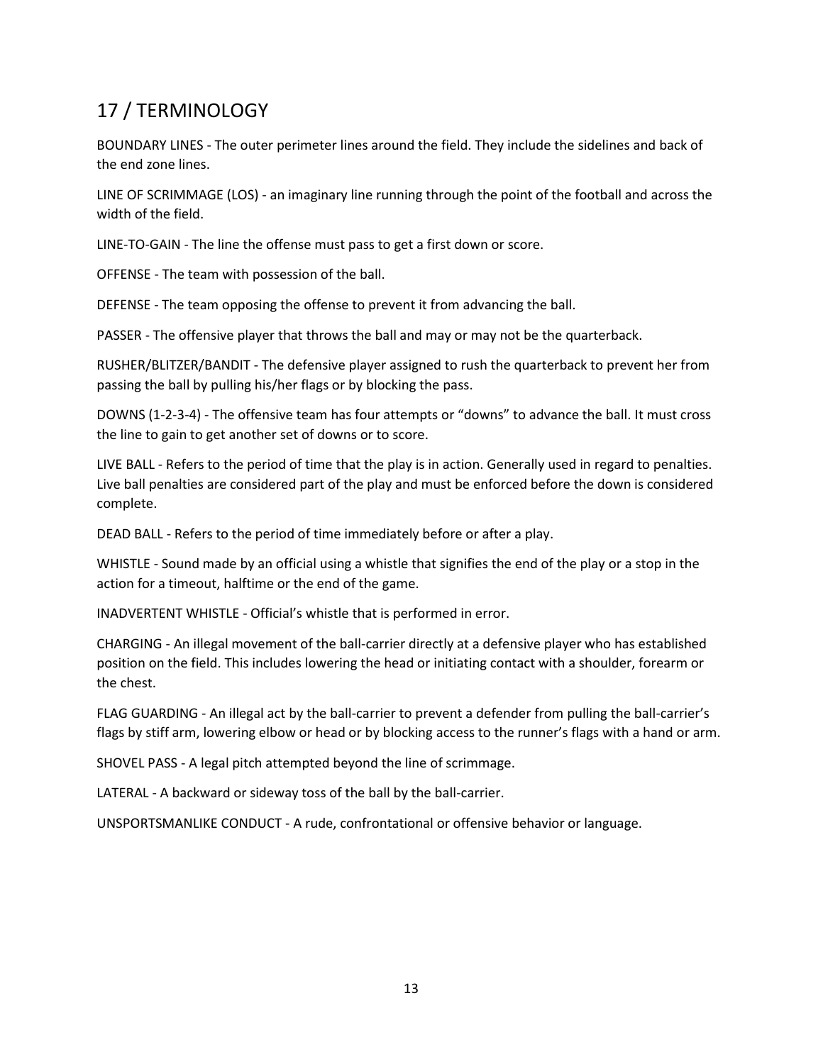## 17 / TERMINOLOGY

BOUNDARY LINES - The outer perimeter lines around the field. They include the sidelines and back of the end zone lines.

LINE OF SCRIMMAGE (LOS) - an imaginary line running through the point of the football and across the width of the field.

LINE-TO-GAIN - The line the offense must pass to get a first down or score.

OFFENSE - The team with possession of the ball.

DEFENSE - The team opposing the offense to prevent it from advancing the ball.

PASSER - The offensive player that throws the ball and may or may not be the quarterback.

RUSHER/BLITZER/BANDIT - The defensive player assigned to rush the quarterback to prevent her from passing the ball by pulling his/her flags or by blocking the pass.

DOWNS (1-2-3-4) - The offensive team has four attempts or "downs" to advance the ball. It must cross the line to gain to get another set of downs or to score.

LIVE BALL - Refers to the period of time that the play is in action. Generally used in regard to penalties. Live ball penalties are considered part of the play and must be enforced before the down is considered complete.

DEAD BALL - Refers to the period of time immediately before or after a play.

WHISTLE - Sound made by an official using a whistle that signifies the end of the play or a stop in the action for a timeout, halftime or the end of the game.

INADVERTENT WHISTLE - Official's whistle that is performed in error.

CHARGING - An illegal movement of the ball-carrier directly at a defensive player who has established position on the field. This includes lowering the head or initiating contact with a shoulder, forearm or the chest.

FLAG GUARDING - An illegal act by the ball-carrier to prevent a defender from pulling the ball-carrier's flags by stiff arm, lowering elbow or head or by blocking access to the runner's flags with a hand or arm.

SHOVEL PASS - A legal pitch attempted beyond the line of scrimmage.

LATERAL - A backward or sideway toss of the ball by the ball-carrier.

UNSPORTSMANLIKE CONDUCT - A rude, confrontational or offensive behavior or language.